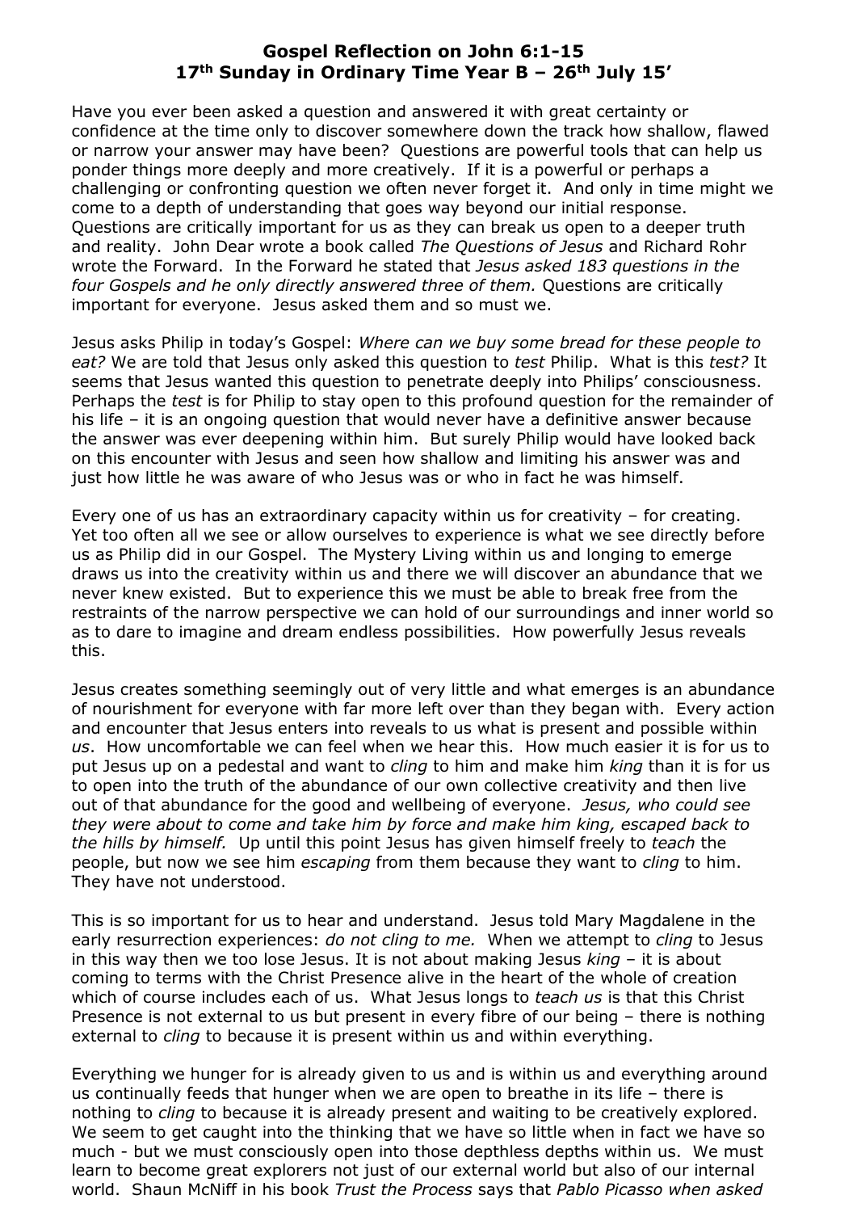# Gospel Reflection on John 6:1-15

## 17th Sunday in Ordinary Time Year B – 26th July 15'

Have you ever been asked a question and answered it with great certainty or confidence at the time only to discover somewhere down the track how shallow, flawed or narrow your answer may have been? Questions are powerful tools that can help us ponder things more deeply and more creatively. If it is a powerful or perhaps a challenging or confronting question we often never forget it. And only in time might we come to a depth of understanding that goes way beyond our initial response. Questions are critically important for us as they can break us open to a deeper truth and reality. John Dear wrote a book called *The Questions of Jesus* and Richard Rohr wrote the Forward. In the Forward he stated that *Jesus asked 183 questions in the four Gospels and he only directly answered three of them.* Questions are critically important for everyone. Jesus asked them and so must we.

Jesus asks Philip in today's Gospel: *Where can we buy some bread for these people to eat?* We are told that Jesus only asked this question to *test* Philip. What is this *test?* It seems that Jesus wanted this question to penetrate deeply into Philips' consciousness. Perhaps the *test* is for Philip to stay open to this profound question for the remainder of his life – it is an ongoing question that would never have a definitive answer because the answer was ever deepening within him. But surely Philip would have looked back on this encounter with Jesus and seen how shallow and limiting his answer was and just how little he was aware of who Jesus was or who in fact he was himself.

Every one of us has an extraordinary capacity within us for creativity – for creating. Yet too often all we see or allow ourselves to experience is what we see directly before us as Philip did in our Gospel. The Mystery Living within us and longing to emerge draws us into the creativity within us and there we will discover an abundance that we never knew existed. But to experience this we must be able to break free from the restraints of the narrow perspective we can hold of our surroundings and inner world so as to dare to imagine and dream endless possibilities. How powerfully Jesus reveals this.

Jesus creates something seemingly out of very little and what emerges is an abundance of nourishment for everyone with far more left over than they began with. Every action and encounter that Jesus enters into reveals to us what is present and possible within *us*. How uncomfortable we can feel when we hear this. How much easier it is for us to put Jesus up on a pedestal and want to *cling* to him and make him *king* than it is for us to open into the truth of the abundance of our own collective creativity and then live out of that abundance for the good and wellbeing of everyone. *Jesus, who could see they were about to come and take him by force and make him king, escaped back to the hills by himself.* Up until this point Jesus has given himself freely to *teach* the people, but now we see him *escaping* from them because they want to *cling* to him. They have not understood.

This is so important for us to hear and understand. Jesus told Mary Magdalene in the early resurrection experiences: *do not cling to me.* When we attempt to *cling* to Jesus in this way then we too lose Jesus. It is not about making Jesus *king* – it is about coming to terms with the Christ Presence alive in the heart of the whole of creation which of course includes each of us. What Jesus longs to *teach us* is that this Christ Presence is not external to us but present in every fibre of our being – there is nothing external to *cling* to because it is present within us and within everything.

Everything we hunger for is already given to us and is within us and everything around us continually feeds that hunger when we are open to breathe in its life – there is nothing to *cling* to because it is already present and waiting to be creatively explored. We seem to get caught into the thinking that we have so little when in fact we have so much - but we must consciously open into those depthless depths within us. We must learn to become great explorers not just of our external world but also of our internal world. Shaun McNiff in his book *Trust the Process* says that *Pablo Picasso when asked*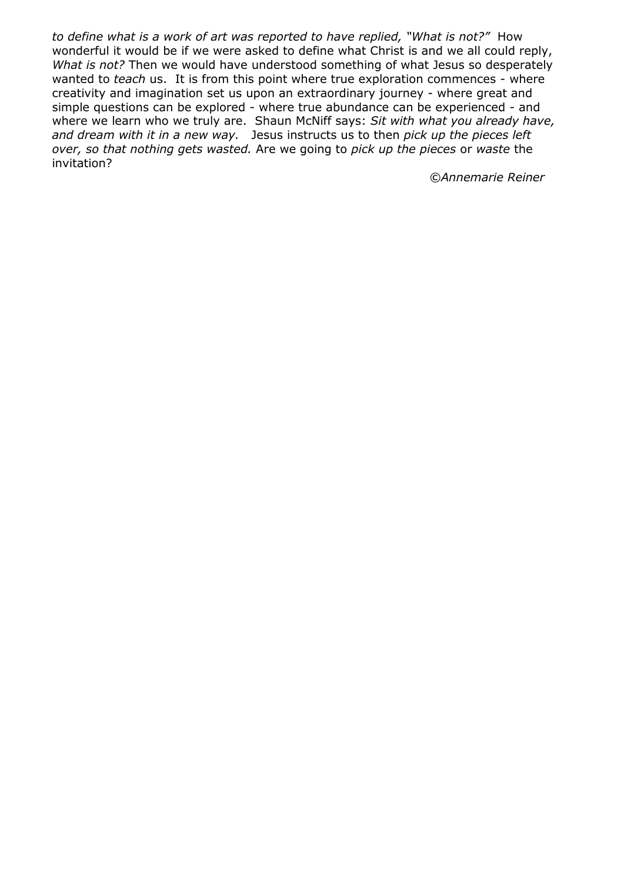*to define what is a work of art was reported to have replied, "What is not?"* How wonderful it would be if we were asked to define what Christ is and we all could reply, *What is not?* Then we would have understood something of what Jesus so desperately wanted to *teach* us. It is from this point where true exploration commences - where creativity and imagination set us upon an extraordinary journey - where great and simple questions can be explored - where true abundance can be experienced - and where we learn who we truly are. Shaun McNiff says: *Sit with what you already have, and dream with it in a new way.* Jesus instructs us to then *pick up the pieces left over, so that nothing gets wasted.* Are we going to *pick up the pieces* or *waste* the invitation?

*©Annemarie Reiner*